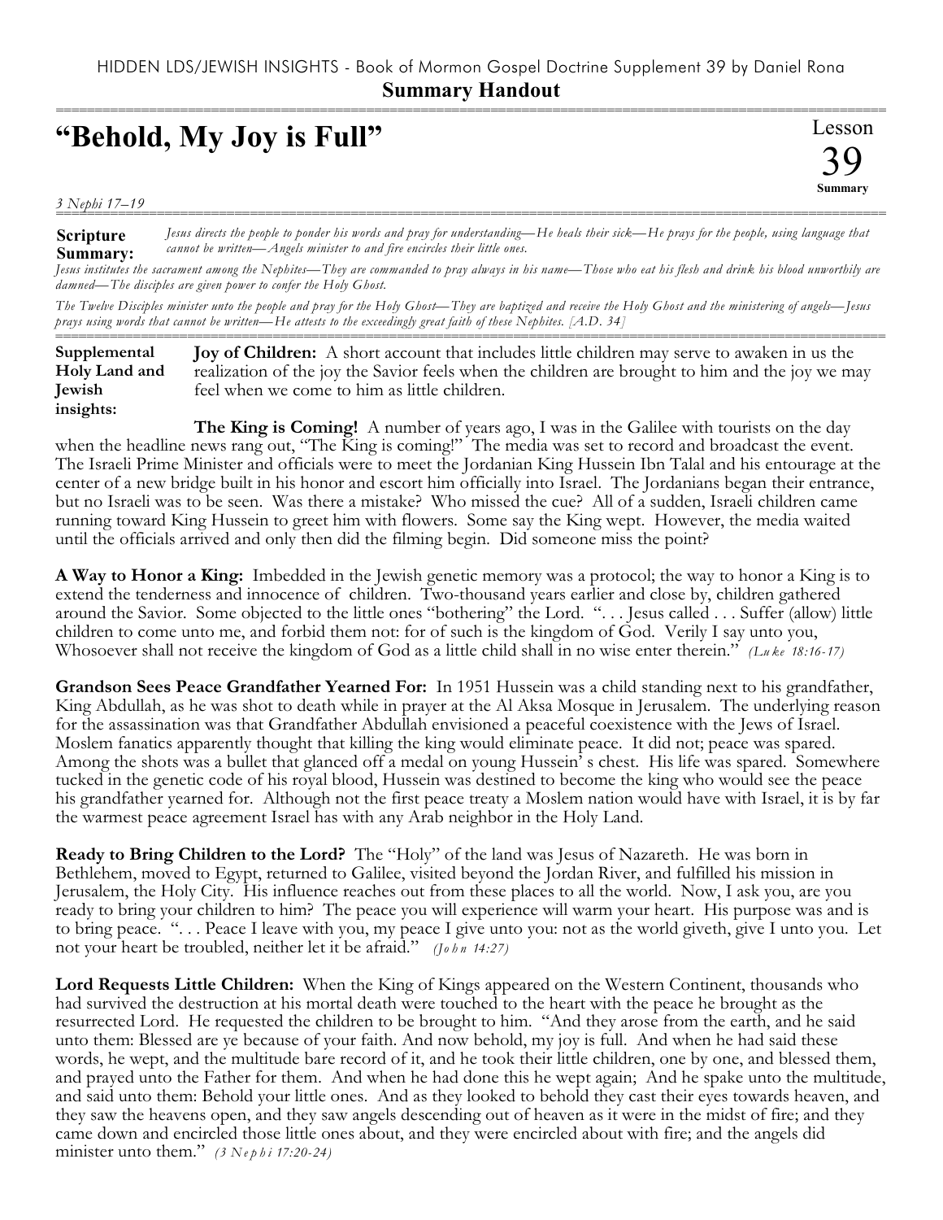HIDDEN LDS/JEWISH INSIGHTS - Book of Mormon Gospel Doctrine Supplement 39 by Daniel Rona

**Summary Handout**

# "Behold, My Joy is Full"

Lesson 39 Summary

*3 Nephi 17–19*

**Scripture Summary:** *Jesus directs the people to ponder his words and pray for understanding—He heals their sick—He prays for the people, using language that cannot be written—Angels minister to and fire encircles their little ones.*

*Jesus institutes the sacrament among the Nephites—They are commanded to pray always in his name—Those who eat his flesh and drink his blood unworthily are damned—The disciples are given power to confer the Holy Ghost.*

*The Twelve Disciples minister unto the people and pray for the Holy Ghost—They are baptized and receive the Holy Ghost and the ministering of angels—Jesus prays using words that cannot be written—He attests to the exceedingly great faith of these Nephites. [A.D. 34]*

**Supplemental Holy Land and Jewish insights:**

**Joy of Children:** A short account that includes little children may serve to awaken in us the realization of the joy the Savior feels when the children are brought to him and the joy we may feel when we come to him as little children.

**The King is Coming!** A number of years ago, I was in the Galilee with tourists on the day when the headline news rang out, "The King is coming!" The media was set to record and broadcast the event. The Israeli Prime Minister and officials were to meet the Jordanian King Hussein Ibn Talal and his entourage at the center of a new bridge built in his honor and escort him officially into Israel. The Jordanians began their entrance, but no Israeli was to be seen. Was there a mistake? Who missed the cue? All of a sudden, Israeli children came running toward King Hussein to greet him with flowers. Some say the King wept. However, the media waited until the officials arrived and only then did the filming begin. Did someone miss the point?

**A Way to Honor a King:** Imbedded in the Jewish genetic memory was a protocol; the way to honor a King is to extend the tenderness and innocence of children. Two-thousand years earlier and close by, children gathered around the Savior. Some objected to the little ones "bothering" the Lord. ". . . Jesus called . . . Suffer (allow) little children to come unto me, and forbid them not: for of such is the kingdom of God. Verily I say unto you, Whosoever shall not receive the kingdom of God as a little child shall in no wise enter therein." *(Luke 18:16-17)*

**Grandson Sees Peace Grandfather Yearned For:** In 1951 Hussein was a child standing next to his grandfather, King Abdullah, as he was shot to death while in prayer at the Al Aksa Mosque in Jerusalem. The underlying reason for the assassination was that Grandfather Abdullah envisioned a peaceful coexistence with the Jews of Israel. Moslem fanatics apparently thought that killing the king would eliminate peace. It did not; peace was spared. Among the shots was a bullet that glanced off a medal on young Hussein' s chest. His life was spared. Somewhere tucked in the genetic code of his royal blood, Hussein was destined to become the king who would see the peace his grandfather yearned for. Although not the first peace treaty a Moslem nation would have with Israel, it is by far the warmest peace agreement Israel has with any Arab neighbor in the Holy Land.

**Ready to Bring Children to the Lord?** The "Holy" of the land was Jesus of Nazareth. He was born in Bethlehem, moved to Egypt, returned to Galilee, visited beyond the Jordan River, and fulfilled his mission in Jerusalem, the Holy City. His influence reaches out from these places to all the world. Now, I ask you, are you ready to bring your children to him? The peace you will experience will warm your heart. His purpose was and is to bring peace. ". . . Peace I leave with you, my peace I give unto you: not as the world giveth, give I unto you. Let not your heart be troubled, neither let it be afraid." *(John 14:27)*

**Lord Requests Little Children:** When the King of Kings appeared on the Western Continent, thousands who had survived the destruction at his mortal death were touched to the heart with the peace he brought as the resurrected Lord. He requested the children to be brought to him. "And they arose from the earth, and he said unto them: Blessed are ye because of your faith. And now behold, my joy is full. And when he had said these words, he wept, and the multitude bare record of it, and he took their little children, one by one, and blessed them, and prayed unto the Father for them. And when he had done this he wept again; And he spake unto the multitude, and said unto them: Behold your little ones. And as they looked to behold they cast their eyes towards heaven, and they saw the heavens open, and they saw angels descending out of heaven as it were in the midst of fire; and they came down and encircled those little ones about, and they were encircled about with fire; and the angels did minister unto them." *(3 Nephi 17:20-24)*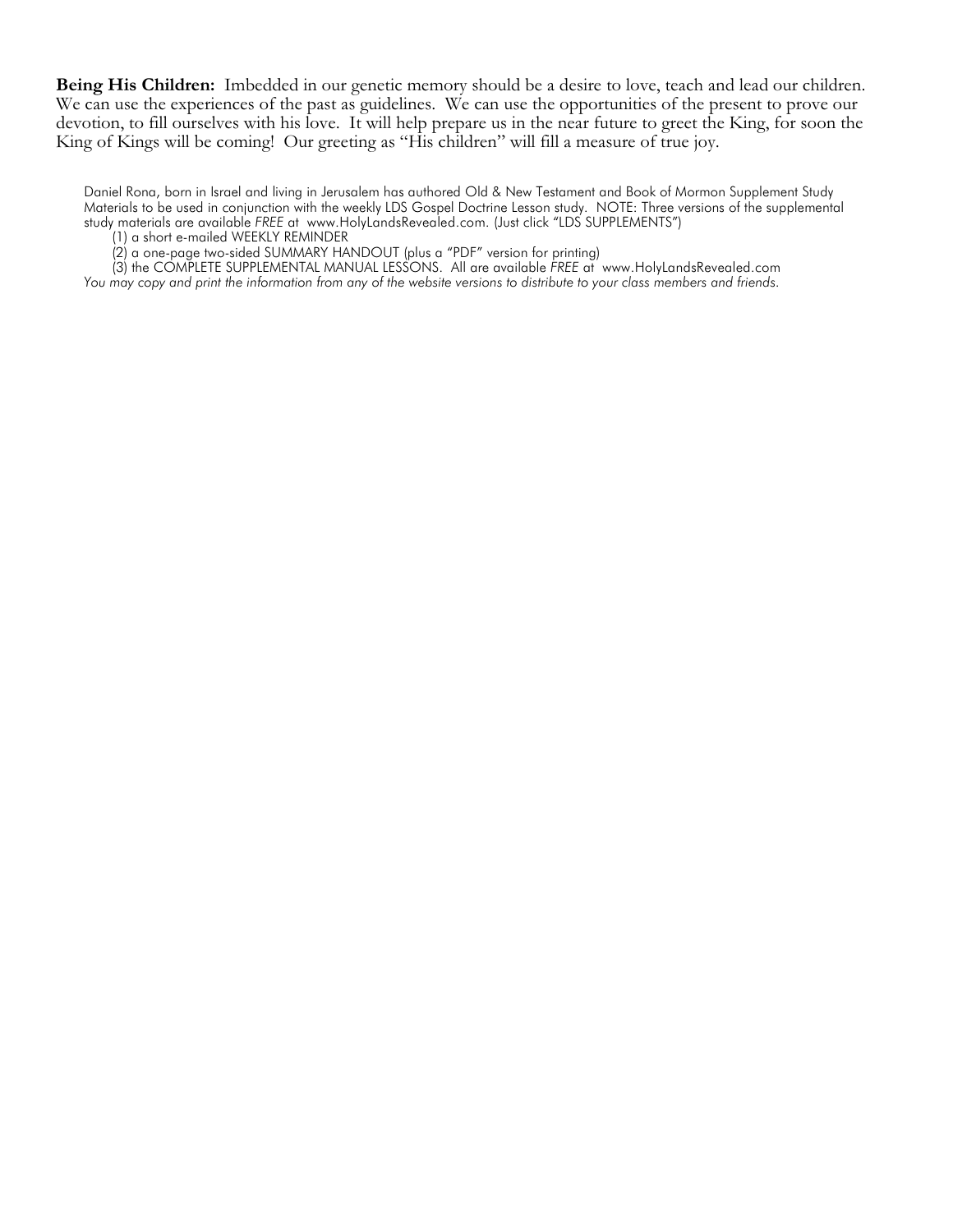**Being His Children:** Imbedded in our genetic memory should be a desire to love, teach and lead our children. We can use the experiences of the past as guidelines. We can use the opportunities of the present to prove our devotion, to fill ourselves with his love. It will help prepare us in the near future to greet the King, for soon the King of Kings will be coming! Our greeting as "His children" will fill a measure of true joy.

Daniel Rona, born in Israel and living in Jerusalem has authored Old & New Testament and Book of Mormon Supplement Study Materials to be used in conjunction with the weekly LDS Gospel Doctrine Lesson study. NOTE: Three versions of the supplemental study materials are available *FREE* at www.HolyLandsRevealed.com. (Just click "LDS SUPPLEMENTS")

(1) a short e-mailed WEEKLY REMINDER
(2) a one-page two-sided SUMMARY HANDOUT (plus a "PDF" version for printing)
(3) the COMPLETE SUPPLEMENTAL MANUAL LESSONS. All are available *FREE* at www.HolyLandsRevealed.com

*You may copy and print the information from any of the website versions to distribute to your class members and friends.*